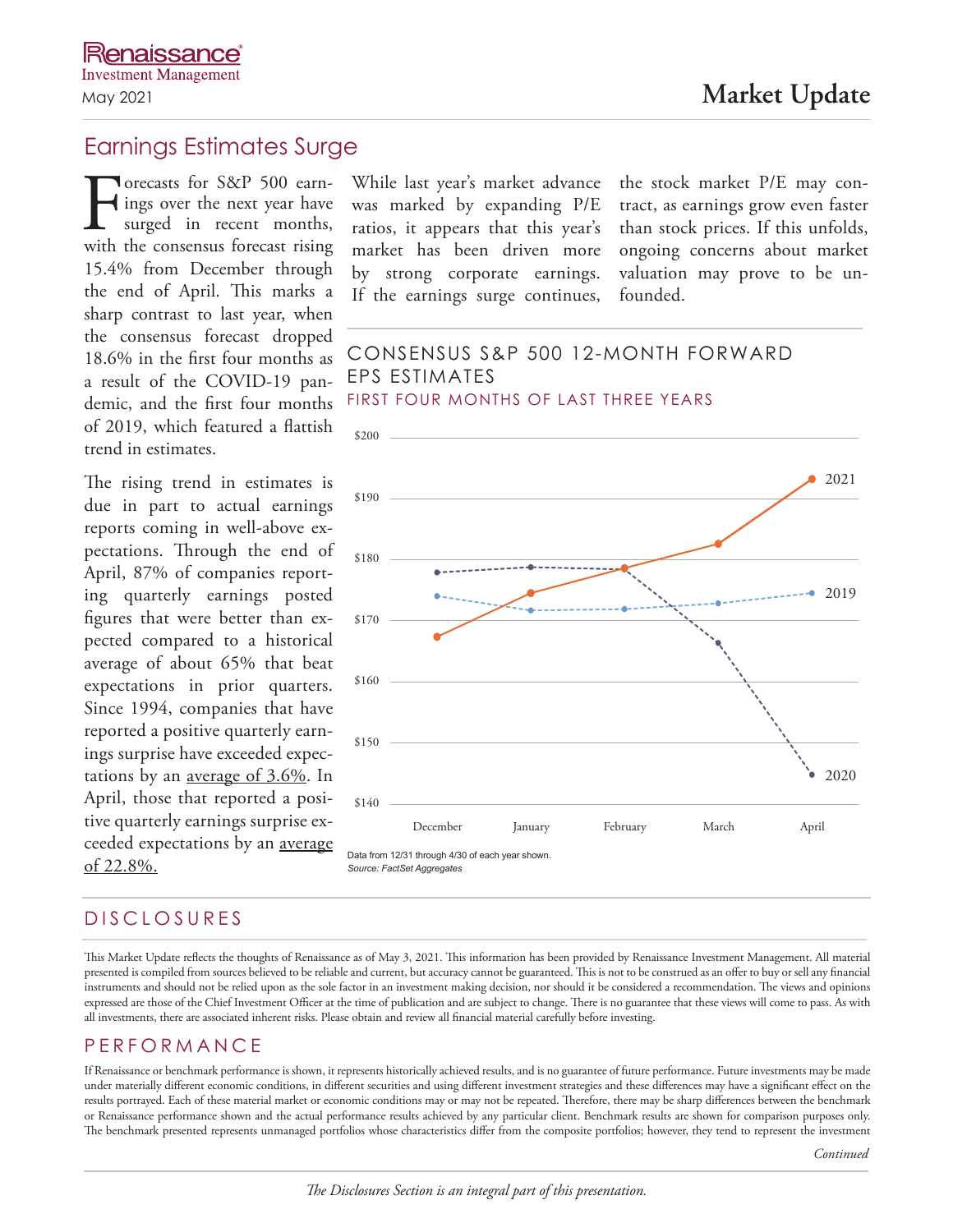Renaissance Investment Management

May 2021

# Market Update

## Earnings Estimates Surge

Forecasts for S&P 500 earnings over the next year have surged in recent months, with the consensus forecast rising 15.4% from December through the end of April. This marks a sharp contrast to last year, when the consensus forecast dropped 18.6% in the first four months as a result of the COVID-19 pandemic, and the first four months of 2019, which featured a flattish trend in estimates.

The rising trend in estimates is due in part to actual earnings reports coming in well-above expectations. Through the end of April, 87% of companies reporting quarterly earnings posted figures that were better than expected compared to a historical average of about 65% that beat expectations in prior quarters. Since 1994, companies that have reported a positive quarterly earnings surprise have exceeded expectations by an average of 3.6%. In April, those that reported a positive quarterly earnings surprise exceeded expectations by an average of 22.8%.

While last year's market advance was marked by expanding P/E ratios, it appears that this year's market has been driven more by strong corporate earnings. If the earnings surge continues, the stock market P/E may contract, as earnings grow even faster than stock prices. If this unfolds, ongoing concerns about market valuation may prove to be unfounded.

### CONSENSUS S&P 500 12-MONTH FORWARD EPS ESTIMATES

FIRST FOUR MONTHS OF LAST THREE YEARS

Data from 12/31 through 4/30 of each year shown.

*Source: FactSet Aggregates*

## DISCLOSURES

This Market Update reflects the thoughts of Renaissance as of May 3, 2021. This information has been provided by Renaissance Investment Management. All material presented is compiled from sources believed to be reliable and current, but accuracy cannot be guaranteed. This is not to be construed as an offer to buy or sell any financial instruments and should not be relied upon as the sole factor in an investment making decision, nor should it be considered a recommendation. The views and opinions expressed are those of the Chief Investment Officer at the time of publication and are subject to change. There is no guarantee that these views will come to pass. As with all investments, there are associated inherent risks. Please obtain and review all financial material carefully before investing.

## PERFORMANCE

If Renaissance or benchmark performance is shown, it represents historically achieved results, and is no guarantee of future performance. Future investments may be made under materially different economic conditions, in different securities and using different investment strategies and these differences may have a significant effect on the results portrayed. Each of these material market or economic conditions may or may not be repeated. Therefore, there may be sharp differences between the benchmark or Renaissance performance shown and the actual performance results achieved by any particular client. Benchmark results are shown for comparison purposes only. The benchmark presented represents unmanaged portfolios whose characteristics differ from the composite portfolios; however, they tend to represent the investment

*Continued*

*The Disclosures Section is an integral part of this presentation.*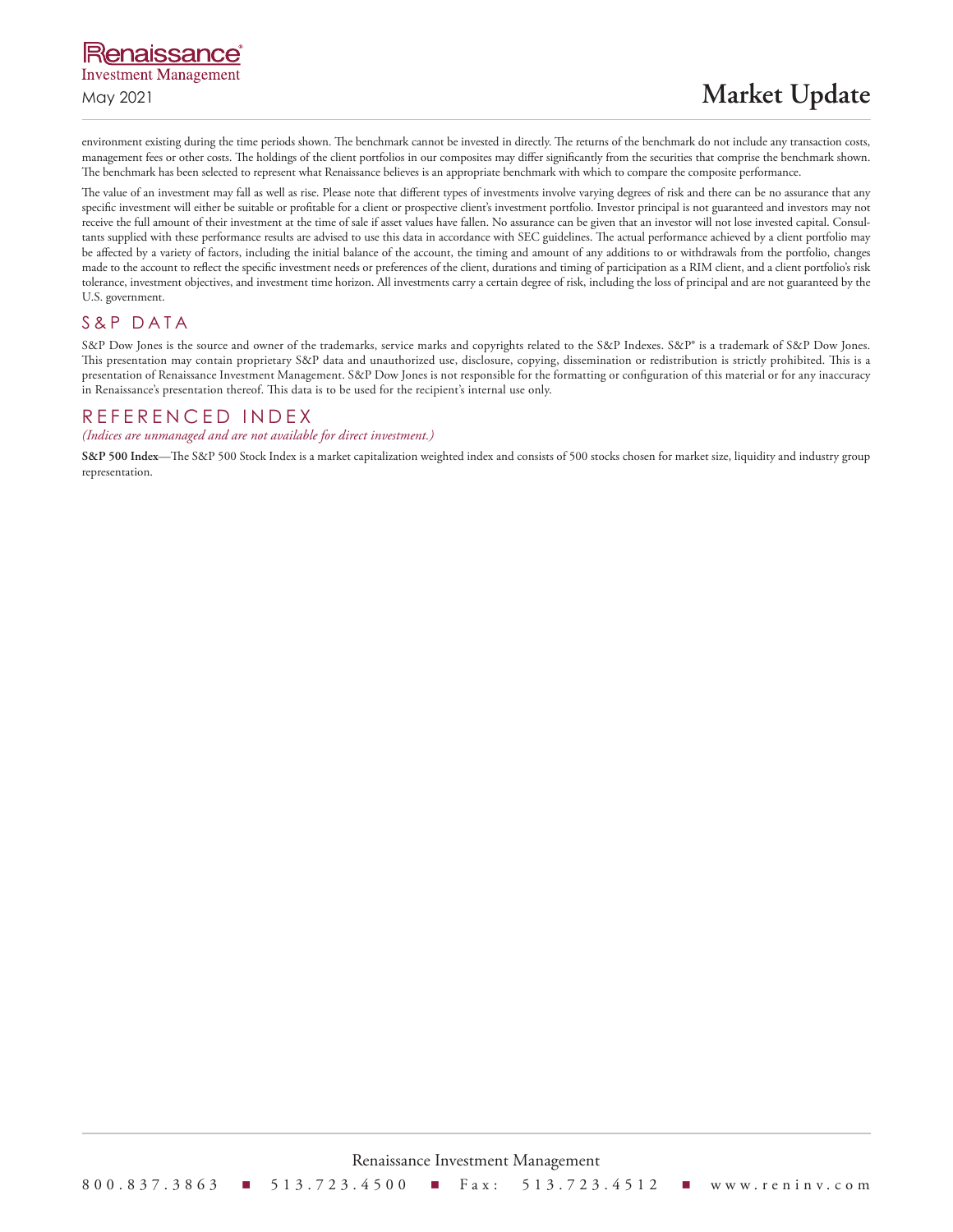environment existing during the time periods shown. The benchmark cannot be invested in directly. The returns of the benchmark do not include any transaction costs, management fees or other costs. The holdings of the client portfolios in our composites may differ significantly from the securities that comprise the benchmark shown. The benchmark has been selected to represent what Renaissance believes is an appropriate benchmark with which to compare the composite performance.

The value of an investment may fall as well as rise. Please note that different types of investments involve varying degrees of risk and there can be no assurance that any specific investment will either be suitable or profitable for a client or prospective client's investment portfolio. Investor principal is not guaranteed and investors may not receive the full amount of their investment at the time of sale if asset values have fallen. No assurance can be given that an investor will not lose invested capital. Consultants supplied with these performance results are advised to use this data in accordance with SEC guidelines. The actual performance achieved by a client portfolio may be affected by a variety of factors, including the initial balance of the account, the timing and amount of any additions to or withdrawals from the portfolio, changes made to the account to reflect the specific investment needs or preferences of the client, durations and timing of participation as a RIM client, and a client portfolio's risk tolerance, investment objectives, and investment time horizon. All investments carry a certain degree of risk, including the loss of principal and are not guaranteed by the U.S. government.

## S&P DATA

S&P Dow Jones is the source and owner of the trademarks, service marks and copyrights related to the S&P Indexes. S&P® is a trademark of S&P Dow Jones. This presentation may contain proprietary S&P data and unauthorized use, disclosure, copying, dissemination or redistribution is strictly prohibited. This is a presentation of Renaissance Investment Management. S&P Dow Jones is not responsible for the formatting or configuration of this material or for any inaccuracy in Renaissance's presentation thereof. This data is to be used for the recipient's internal use only.

## REFERENCED INDEX

*(Indices are unmanaged and are not available for direct investment.)*

**S&P 500 Index**—The S&P 500 Stock Index is a market capitalization weighted index and consists of 500 stocks chosen for market size, liquidity and industry group representation.

Renaissance Investment Management

800.837.3863 ■ 513.723.4500 ■ Fax: 513.723.4512 ■ www.reninv.com